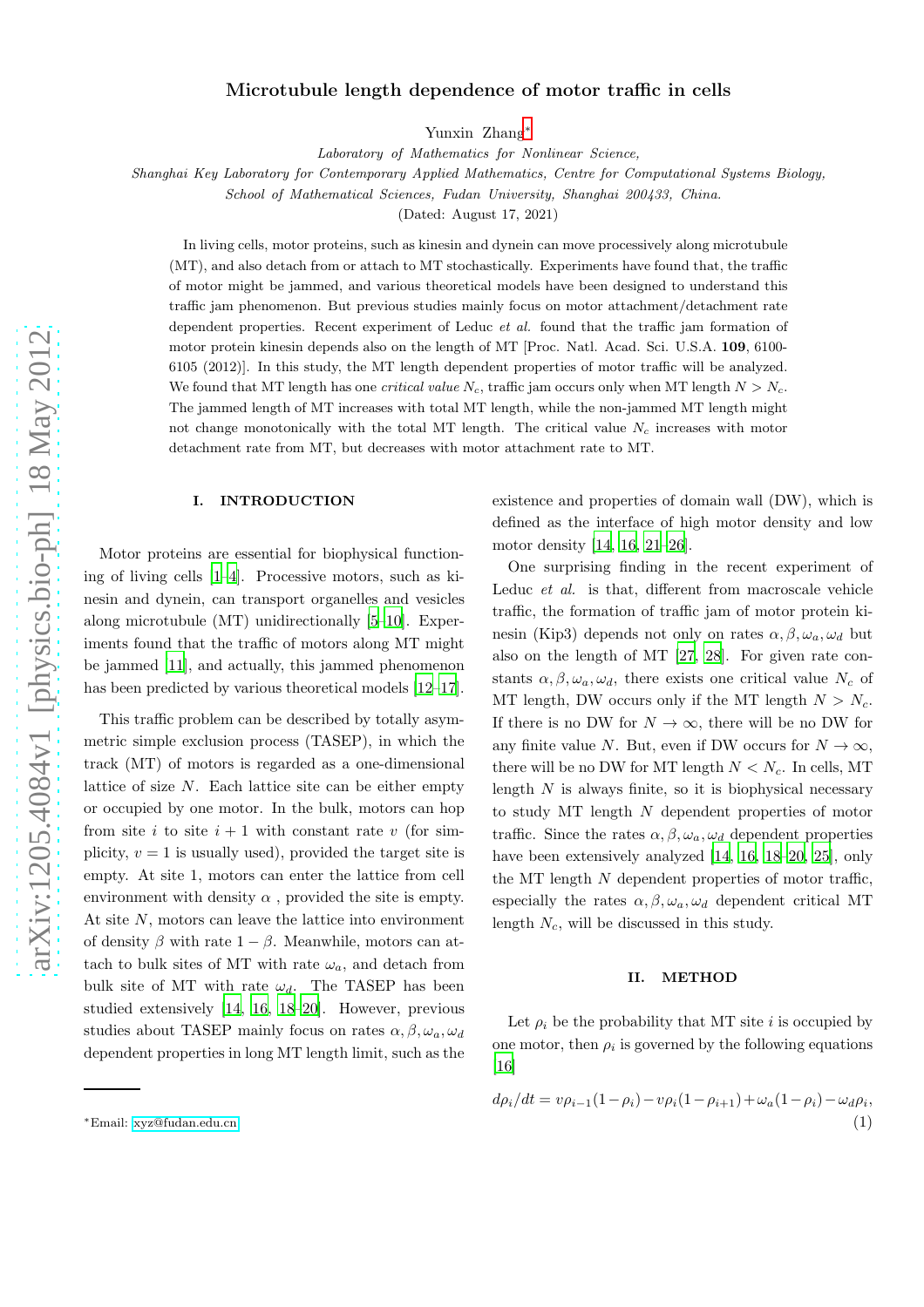# Microtubule length dependence of motor traffic in cells

Yunxin Zhang*

*Laboratory of Mathematics for Nonlinear Science,*
*Shanghai Key Laboratory for Contemporary Applied Mathematics, Centre for Computational Systems Biology,*
*School of Mathematical Sciences, Fudan University, Shanghai 200433, China.*

(Dated: August 17, 2021)

In living cells, motor proteins, such as kinesin and dynein can move processively along microtubule (MT), and also detach from or attach to MT stochastically. Experiments have found that, the traffic of motor might be jammed, and various theoretical models have been designed to understand this traffic jam phenomenon. But previous studies mainly focus on motor attachment/detachment rate dependent properties. Recent experiment of Leduc *et al.* found that the traffic jam formation of motor protein kinesin depends also on the length of MT [Proc. Natl. Acad. Sci. U.S.A. **109**, 6100-6105 (2012)]. In this study, the MT length dependent properties of motor traffic will be analyzed. We found that MT length has one *critical value* $N_c$, traffic jam occurs only when MT length $N > N_c$. The jammed length of MT increases with total MT length, while the non-jammed MT length might not change monotonically with the total MT length. The critical value $N_c$ increases with motor detachment rate from MT, but decreases with motor attachment rate to MT.

## I. INTRODUCTION

Motor proteins are essential for biophysical functioning of living cells [1–4]. Processive motors, such as kinesin and dynein, can transport organelles and vesicles along microtubule (MT) unidirectionally [5–10]. Experiments found that the traffic of motors along MT might be jammed [11], and actually, this jammed phenomenon has been predicted by various theoretical models [12–17].

This traffic problem can be described by totally asymmetric simple exclusion process (TASEP), in which the track (MT) of motors is regarded as a one-dimensional lattice of size $N$. Each lattice site can be either empty or occupied by one motor. In the bulk, motors can hop from site $i$ to site $i+1$ with constant rate $v$ (for simplicity, $v = 1$ is usually used), provided the target site is empty. At site 1, motors can enter the lattice from cell environment with density $\alpha$ , provided the site is empty. At site $N$, motors can leave the lattice into environment of density $\beta$ with rate $1 - \beta$. Meanwhile, motors can attach to bulk sites of MT with rate $\omega_a$, and detach from bulk site of MT with rate $\omega_d$. The TASEP has been studied extensively [14, 16, 18–20]. However, previous studies about TASEP mainly focus on rates $\alpha, \beta, \omega_a, \omega_d$ dependent properties in long MT length limit, such as the existence and properties of domain wall (DW), which is defined as the interface of high motor density and low motor density [14, 16, 21–26].

One surprising finding in the recent experiment of Leduc *et al.* is that, different from macroscale vehicle traffic, the formation of traffic jam of motor protein kinesin (Kip3) depends not only on rates $\alpha, \beta, \omega_a, \omega_d$ but also on the length of MT [27, 28]. For given rate constants $\alpha, \beta, \omega_a, \omega_d$, there exists one critical value $N_c$ of MT length, DW occurs only if the MT length $N > N_c$. If there is no DW for $N \to \infty$, there will be no DW for any finite value $N$. But, even if DW occurs for $N \to \infty$, there will be no DW for MT length $N < N_c$. In cells, MT length $N$ is always finite, so it is biophysical necessary to study MT length $N$ dependent properties of motor traffic. Since the rates $\alpha, \beta, \omega_a, \omega_d$ dependent properties have been extensively analyzed [14, 16, 18–20, 25], only the MT length $N$ dependent properties of motor traffic, especially the rates $\alpha, \beta, \omega_a, \omega_d$ dependent critical MT length $N_c$, will be discussed in this study.

## II. METHOD

Let $\rho_i$ be the probability that MT site $i$ is occupied by one motor, then $\rho_i$ is governed by the following equations [16]

$$d\rho_i/dt = v\rho_{i-1}(1-\rho_i) - v\rho_i(1-\rho_{i+1}) + \omega_a(1-\rho_i) - \omega_d\rho_i, \quad (1)$$

*Email: xyz@fudan.edu.cn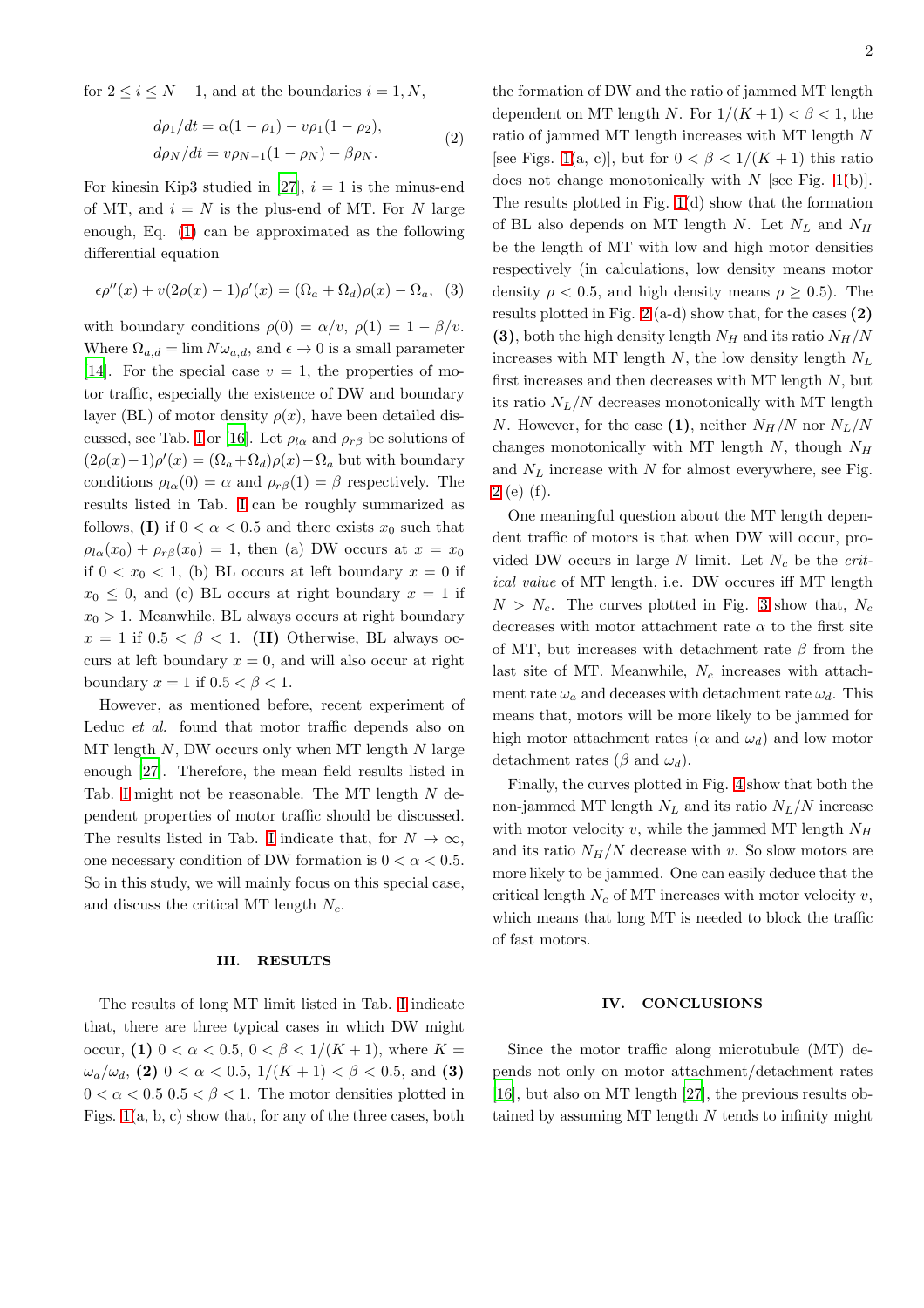for $2 \leq i \leq N-1$, and at the boundaries $i = 1, N$,

$$
\begin{aligned}
d\rho_1/dt &= \alpha(1-\rho_1) - v\rho_1(1-\rho_2), \\
d\rho_N/dt &= v\rho_{N-1}(1-\rho_N) - \beta\rho_N.
\end{aligned} \tag{2}
$$

For kinesin Kip3 studied in [27], $i = 1$ is the minus-end of MT, and $i = N$ is the plus-end of MT. For $N$ large enough, Eq. (1) can be approximated as the following differential equation

$$
\epsilon\rho''(x) + v(2\rho(x) - 1)\rho'(x) = (\Omega_a + \Omega_d)\rho(x) - \Omega_a, \tag{3}
$$

with boundary conditions $\rho(0) = \alpha/v$, $\rho(1) = 1 - \beta/v$. Where $\Omega_{a,d} = \lim N\omega_{a,d}$, and $\epsilon \to 0$ is a small parameter [14]. For the special case $v = 1$, the properties of motor traffic, especially the existence of DW and boundary layer (BL) of motor density $\rho(x)$, have been detailed discussed, see Tab. I or [16]. Let $\rho_{l\alpha}$ and $\rho_{r\beta}$ be solutions of $(2\rho(x) - 1)\rho'(x) = (\Omega_a + \Omega_d)\rho(x) - \Omega_a$ but with boundary conditions $\rho_{l\alpha}(0) = \alpha$ and $\rho_{r\beta}(1) = \beta$ respectively. The results listed in Tab. I can be roughly summarized as follows, **(I)** if $0 < \alpha < 0.5$ and there exists $x_0$ such that $\rho_{l\alpha}(x_0) + \rho_{r\beta}(x_0) = 1$, then (a) DW occurs at $x = x_0$ if $0 < x_0 < 1$, (b) BL occurs at left boundary $x = 0$ if $x_0 \leq 0$, and (c) BL occurs at right boundary $x = 1$ if $x_0 > 1$. Meanwhile, BL always occurs at right boundary $x = 1$ if $0.5 < \beta < 1$. **(II)** Otherwise, BL always occurs at left boundary $x = 0$, and will also occur at right boundary $x = 1$ if $0.5 < \beta < 1$.

However, as mentioned before, recent experiment of Leduc *et al.* found that motor traffic depends also on MT length $N$, DW occurs only when MT length $N$ large enough [27]. Therefore, the mean field results listed in Tab. I might not be reasonable. The MT length $N$ dependent properties of motor traffic should be discussed. The results listed in Tab. I indicate that, for $N \to \infty$, one necessary condition of DW formation is $0 < \alpha < 0.5$. So in this study, we will mainly focus on this special case, and discuss the critical MT length $N_c$.

## III. RESULTS

The results of long MT limit listed in Tab. I indicate that, there are three typical cases in which DW might occur, **(1)** $0 < \alpha < 0.5$, $0 < \beta < 1/(K+1)$, where $K = \omega_a/\omega_d$, **(2)** $0 < \alpha < 0.5$, $1/(K+1) < \beta < 0.5$, and **(3)** $0 < \alpha < 0.5$ $0.5 < \beta < 1$. The motor densities plotted in Figs. 1(a, b, c) show that, for any of the three cases, both the formation of DW and the ratio of jammed MT length dependent on MT length $N$. For $1/(K+1) < \beta < 1$, the ratio of jammed MT length increases with MT length $N$ [see Figs. 1(a, c)], but for $0 < \beta < 1/(K+1)$ this ratio does not change monotonically with $N$ [see Fig. 1(b)]. The results plotted in Fig. 1(d) show that the formation of BL also depends on MT length $N$. Let $N_L$ and $N_H$ be the length of MT with low and high motor densities respectively (in calculations, low density means motor density $\rho < 0.5$, and high density means $\rho \geq 0.5$). The results plotted in Fig. 2(a-d) show that, for the cases **(2)** **(3)**, both the high density length $N_H$ and its ratio $N_H/N$ increases with MT length $N$, the low density length $N_L$ first increases and then decreases with MT length $N$, but its ratio $N_L/N$ decreases monotonically with MT length $N$. However, for the case **(1)**, neither $N_H/N$ nor $N_L/N$ changes monotonically with MT length $N$, though $N_H$ and $N_L$ increase with $N$ for almost everywhere, see Fig. 2 (e) (f).

One meaningful question about the MT length dependent traffic of motors is that when DW will occur, provided DW occurs in large $N$ limit. Let $N_c$ be the *critical value* of MT length, i.e. DW occures iff MT length $N > N_c$. The curves plotted in Fig. 3 show that, $N_c$ decreases with motor attachment rate $\alpha$ to the first site of MT, but increases with detachment rate $\beta$ from the last site of MT. Meanwhile, $N_c$ increases with attachment rate $\omega_a$ and deceases with detachment rate $\omega_d$. This means that, motors will be more likely to be jammed for high motor attachment rates ($\alpha$ and $\omega_d$) and low motor detachment rates ($\beta$ and $\omega_d$).

Finally, the curves plotted in Fig. 4 show that both the non-jammed MT length $N_L$ and its ratio $N_L/N$ increase with motor velocity $v$, while the jammed MT length $N_H$ and its ratio $N_H/N$ decrease with $v$. So slow motors are more likely to be jammed. One can easily deduce that the critical length $N_c$ of MT increases with motor velocity $v$, which means that long MT is needed to block the traffic of fast motors.

## IV. CONCLUSIONS

Since the motor traffic along microtubule (MT) depends not only on motor attachment/detachment rates [16], but also on MT length [27], the previous results obtained by assuming MT length $N$ tends to infinity might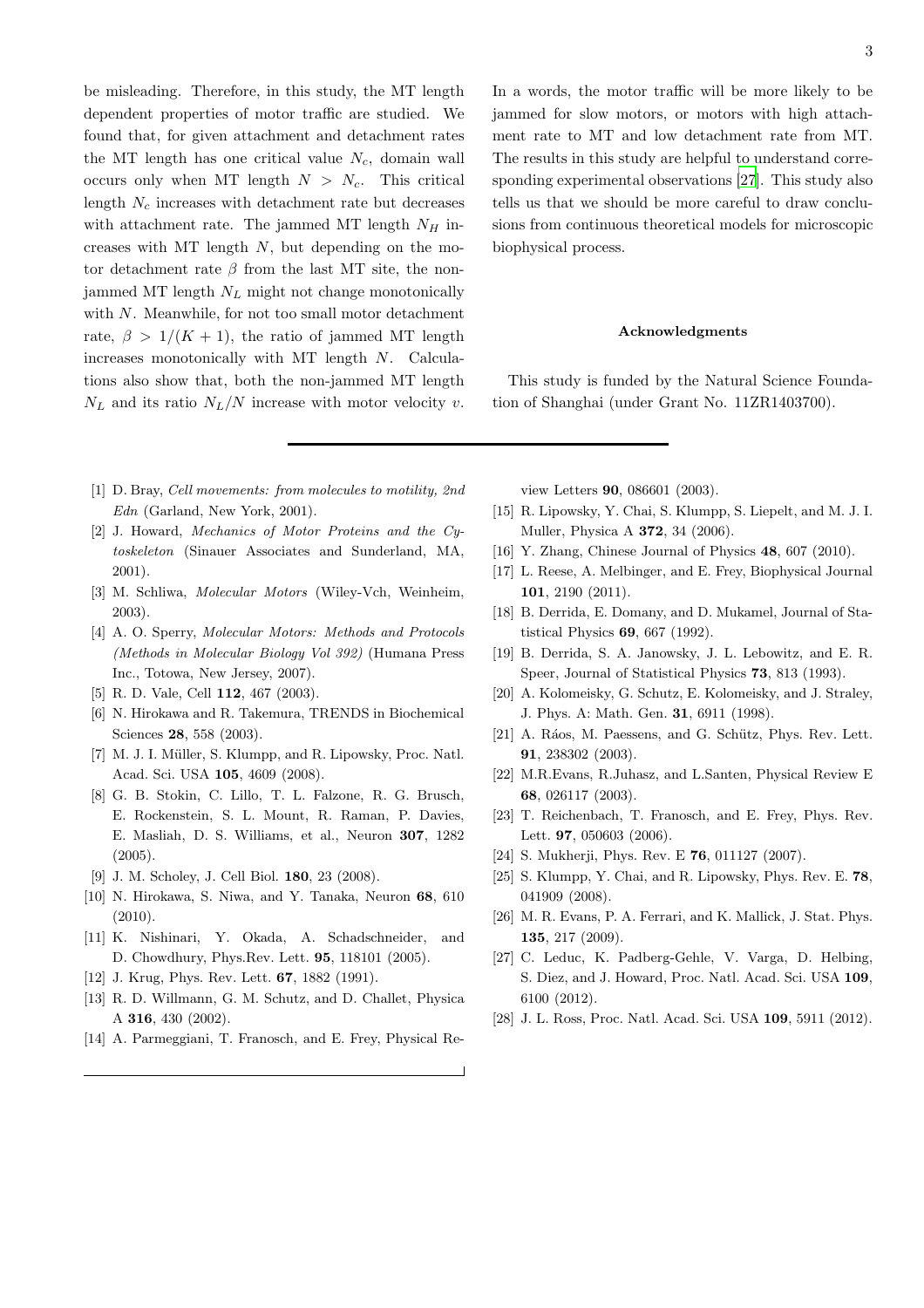be misleading. Therefore, in this study, the MT length dependent properties of motor traffic are studied. We found that, for given attachment and detachment rates the MT length has one critical value $N_c$, domain wall occurs only when MT length $N > N_c$. This critical length $N_c$ increases with detachment rate but decreases with attachment rate. The jammed MT length $N_H$ increases with MT length $N$, but depending on the motor detachment rate $\beta$ from the last MT site, the non-jammed MT length $N_L$ might not change monotonically with $N$. Meanwhile, for not too small motor detachment rate, $\beta > 1/(K+1)$, the ratio of jammed MT length increases monotonically with MT length $N$. Calculations also show that, both the non-jammed MT length $N_L$ and its ratio $N_L/N$ increase with motor velocity $v$. In a words, the motor traffic will be more likely to be jammed for slow motors, or motors with high attachment rate to MT and low detachment rate from MT. The results in this study are helpful to understand corresponding experimental observations [27]. This study also tells us that we should be more careful to draw conclusions from continuous theoretical models for microscopic biophysical process.

### Acknowledgments

This study is funded by the Natural Science Foundation of Shanghai (under Grant No. 11ZR1403700).

---

[1] D. Bray, *Cell movements: from molecules to motility, 2nd Edn* (Garland, New York, 2001).

[2] J. Howard, *Mechanics of Motor Proteins and the Cytoskeleton* (Sinauer Associates and Sunderland, MA, 2001).

[3] M. Schliwa, *Molecular Motors* (Wiley-Vch, Weinheim, 2003).

[4] A. O. Sperry, *Molecular Motors: Methods and Protocols (Methods in Molecular Biology Vol 392)* (Humana Press Inc., Totowa, New Jersey, 2007).

[5] R. D. Vale, Cell **112**, 467 (2003).

[6] N. Hirokawa and R. Takemura, TRENDS in Biochemical Sciences **28**, 558 (2003).

[7] M. J. I. Müller, S. Klumpp, and R. Lipowsky, Proc. Natl. Acad. Sci. USA **105**, 4609 (2008).

[8] G. B. Stokin, C. Lillo, T. L. Falzone, R. G. Brusch, E. Rockenstein, S. L. Mount, R. Raman, P. Davies, E. Masliah, D. S. Williams, et al., Neuron **307**, 1282 (2005).

[9] J. M. Scholey, J. Cell Biol. **180**, 23 (2008).

[10] N. Hirokawa, S. Niwa, and Y. Tanaka, Neuron **68**, 610 (2010).

[11] K. Nishinari, Y. Okada, A. Schadschneider, and D. Chowdhury, Phys.Rev. Lett. **95**, 118101 (2005).

[12] J. Krug, Phys. Rev. Lett. **67**, 1882 (1991).

[13] R. D. Willmann, G. M. Schutz, and D. Challet, Physica A **316**, 430 (2002).

[14] A. Parmeggiani, T. Franosch, and E. Frey, Physical Review Letters **90**, 086601 (2003).

[15] R. Lipowsky, Y. Chai, S. Klumpp, S. Liepelt, and M. J. I. Muller, Physica A **372**, 34 (2006).

[16] Y. Zhang, Chinese Journal of Physics **48**, 607 (2010).

[17] L. Reese, A. Melbinger, and E. Frey, Biophysical Journal **101**, 2190 (2011).

[18] B. Derrida, E. Domany, and D. Mukamel, Journal of Statistical Physics **69**, 667 (1992).

[19] B. Derrida, S. A. Janowsky, J. L. Lebowitz, and E. R. Speer, Journal of Statistical Physics **73**, 813 (1993).

[20] A. Kolomeisky, G. Schutz, E. Kolomeisky, and J. Straley, J. Phys. A: Math. Gen. **31**, 6911 (1998).

[21] A. Ráos, M. Paessens, and G. Schütz, Phys. Rev. Lett. **91**, 238302 (2003).

[22] M.R.Evans, R.Juhasz, and L.Santen, Physical Review E **68**, 026117 (2003).

[23] T. Reichenbach, T. Franosch, and E. Frey, Phys. Rev. Lett. **97**, 050603 (2006).

[24] S. Mukherji, Phys. Rev. E **76**, 011127 (2007).

[25] S. Klumpp, Y. Chai, and R. Lipowsky, Phys. Rev. E. **78**, 041909 (2008).

[26] M. R. Evans, P. A. Ferrari, and K. Mallick, J. Stat. Phys. **135**, 217 (2009).

[27] C. Leduc, K. Padberg-Gehle, V. Varga, D. Helbing, S. Diez, and J. Howard, Proc. Natl. Acad. Sci. USA **109**, 6100 (2012).

[28] J. L. Ross, Proc. Natl. Acad. Sci. USA **109**, 5911 (2012).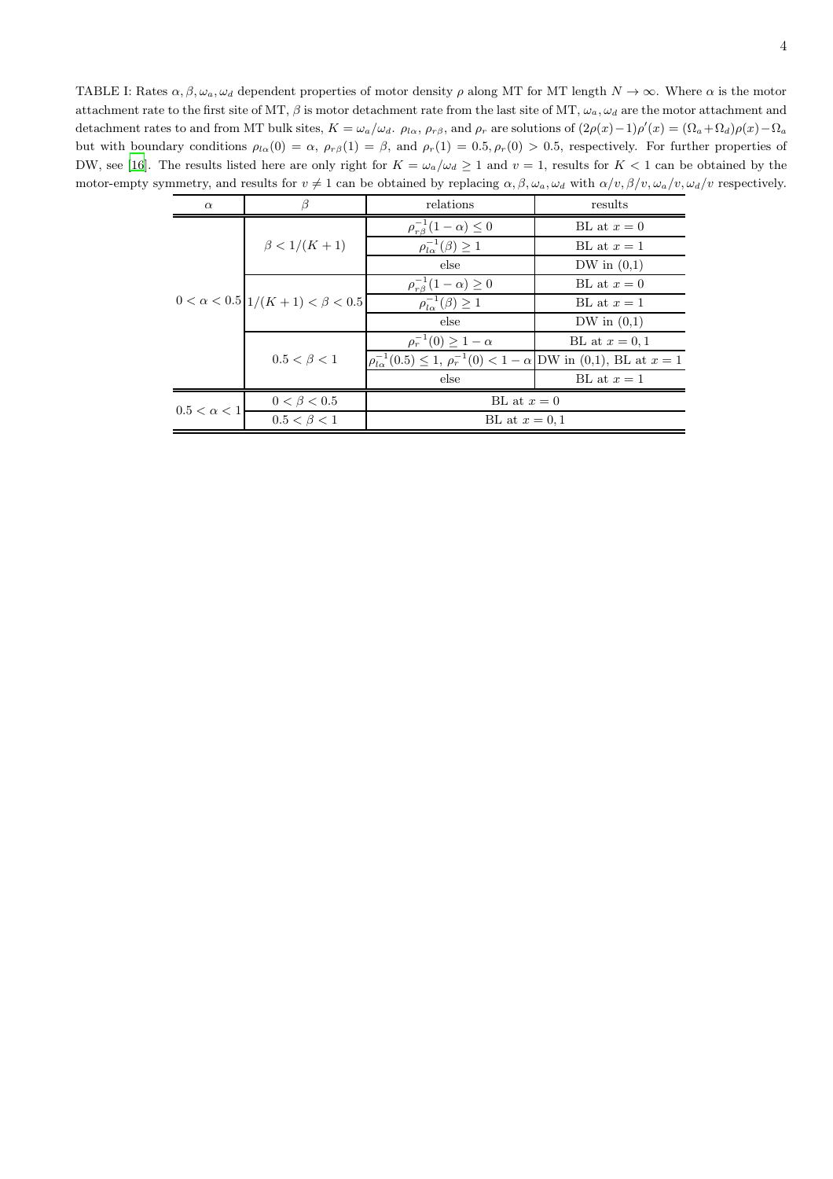TABLE I: Rates $\alpha, \beta, \omega_a, \omega_d$ dependent properties of motor density $\rho$ along MT for MT length $N \to \infty$. Where $\alpha$ is the motor attachment rate to the first site of MT, $\beta$ is motor detachment rate from the last site of MT, $\omega_a, \omega_d$ are the motor attachment and detachment rates to and from MT bulk sites, $K = \omega_a/\omega_d$. $\rho_{l\alpha}$, $\rho_{r\beta}$, and $\rho_r$ are solutions of $(2\rho(x)-1)\rho'(x) = (\Omega_a+\Omega_d)\rho(x)-\Omega_a$ but with boundary conditions $\rho_{l\alpha}(0) = \alpha$, $\rho_{r\beta}(1) = \beta$, and $\rho_r(1) = 0.5, \rho_r(0) > 0.5$, respectively. For further properties of DW, see [16]. The results listed here are only right for $K = \omega_a/\omega_d \geq 1$ and $v = 1$, results for $K < 1$ can be obtained by the motor-empty symmetry, and results for $v \neq 1$ can be obtained by replacing $\alpha, \beta, \omega_a, \omega_d$ with $\alpha/v, \beta/v, \omega_a/v, \omega_d/v$ respectively.

| $\alpha$ | $\beta$ | relations | results |
|---|---|---|---|
| $0 < \alpha < 0.5$ | $\beta < 1/(K+1)$ | $\rho_{r\beta}^{-1}(1-\alpha) \leq 0$ | BL at $x = 0$ |
| | | $\rho_{l\alpha}^{-1}(\beta) \geq 1$ | BL at $x = 1$ |
| | | else | DW in (0,1) |
| | $1/(K+1) < \beta < 0.5$ | $\rho_{r\beta}^{-1}(1-\alpha) \geq 0$ | BL at $x = 0$ |
| | | $\rho_{l\alpha}^{-1}(\beta) \geq 1$ | BL at $x = 1$ |
| | | else | DW in (0,1) |
| | $0.5 < \beta < 1$ | $\rho_r^{-1}(0) \geq 1-\alpha$ | BL at $x = 0, 1$ |
| | | $\rho_{l\alpha}^{-1}(0.5) \leq 1$, $\rho_r^{-1}(0) < 1-\alpha$ | DW in (0,1), BL at $x = 1$ |
| | | else | BL at $x = 1$ |
| $0.5 < \alpha < 1$ | $0 < \beta < 0.5$ | BL at $x = 0$ | |
| | $0.5 < \beta < 1$ | BL at $x = 0, 1$ | |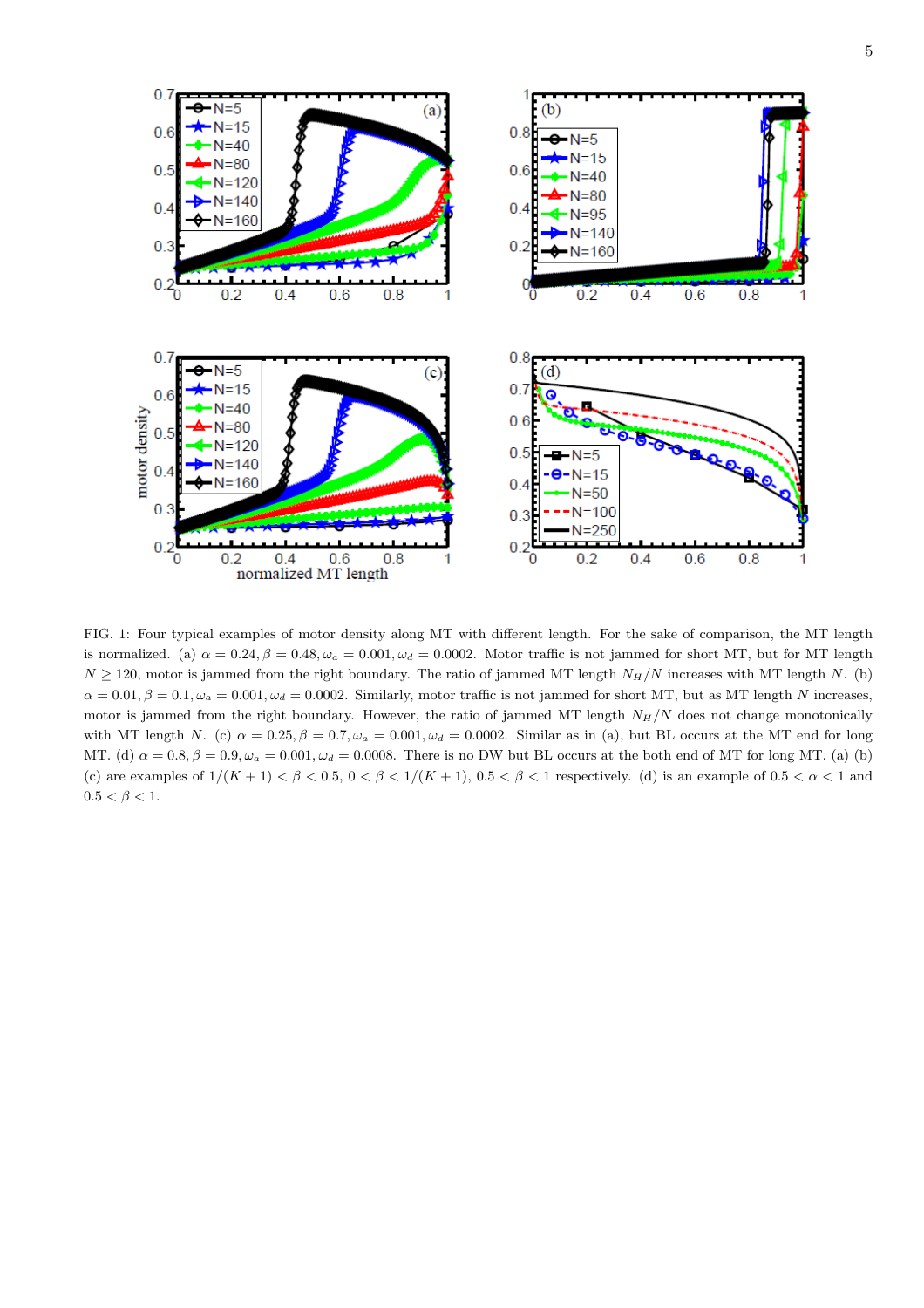FIG. 1: Four typical examples of motor density along MT with different length. For the sake of comparison, the MT length is normalized. (a) $\alpha = 0.24, \beta = 0.48, \omega_a = 0.001, \omega_d = 0.0002$. Motor traffic is not jammed for short MT, but for MT length $N \geq 120$, motor is jammed from the right boundary. The ratio of jammed MT length $N_H/N$ increases with MT length $N$. (b) $\alpha = 0.01, \beta = 0.1, \omega_a = 0.001, \omega_d = 0.0002$. Similarly, motor traffic is not jammed for short MT, but as MT length $N$ increases, motor is jammed from the right boundary. However, the ratio of jammed MT length $N_H/N$ does not change monotonically with MT length $N$. (c) $\alpha = 0.25, \beta = 0.7, \omega_a = 0.001, \omega_d = 0.0002$. Similar as in (a), but BL occurs at the MT end for long MT. (d) $\alpha = 0.8, \beta = 0.9, \omega_a = 0.001, \omega_d = 0.0008$. There is no DW but BL occurs at the both end of MT for long MT. (a) (b) (c) are examples of $1/(K+1) < \beta < 0.5$, $0 < \beta < 1/(K+1)$, $0.5 < \beta < 1$ respectively. (d) is an example of $0.5 < \alpha < 1$ and $0.5 < \beta < 1$.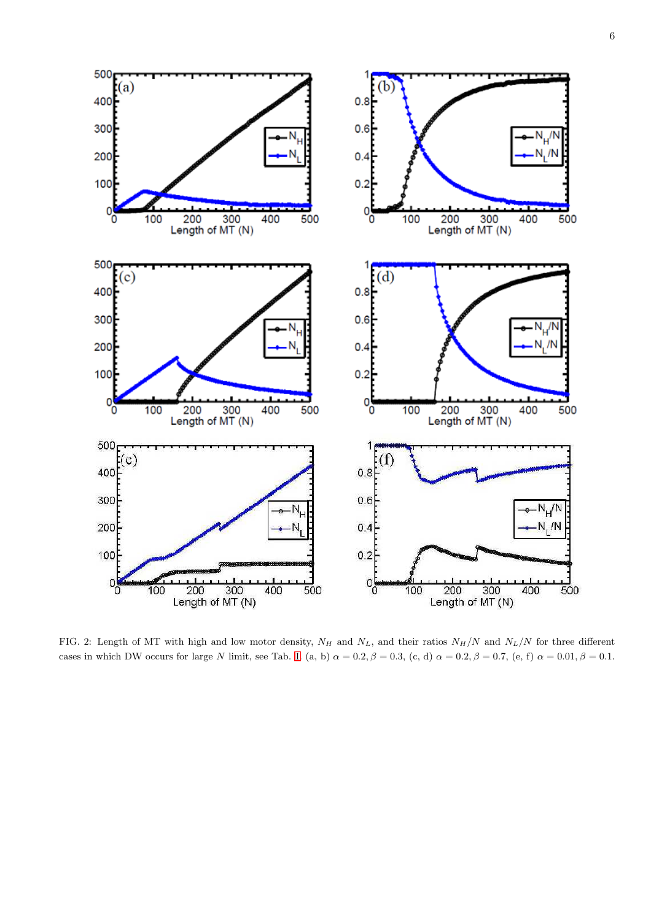FIG. 2: Length of MT with high and low motor density, $N_H$ and $N_L$, and their ratios $N_H/N$ and $N_L/N$ for three different cases in which DW occurs for large $N$ limit, see Tab. I. (a, b) $\alpha = 0.2, \beta = 0.3$, (c, d) $\alpha = 0.2, \beta = 0.7$, (e, f) $\alpha = 0.01, \beta = 0.1$.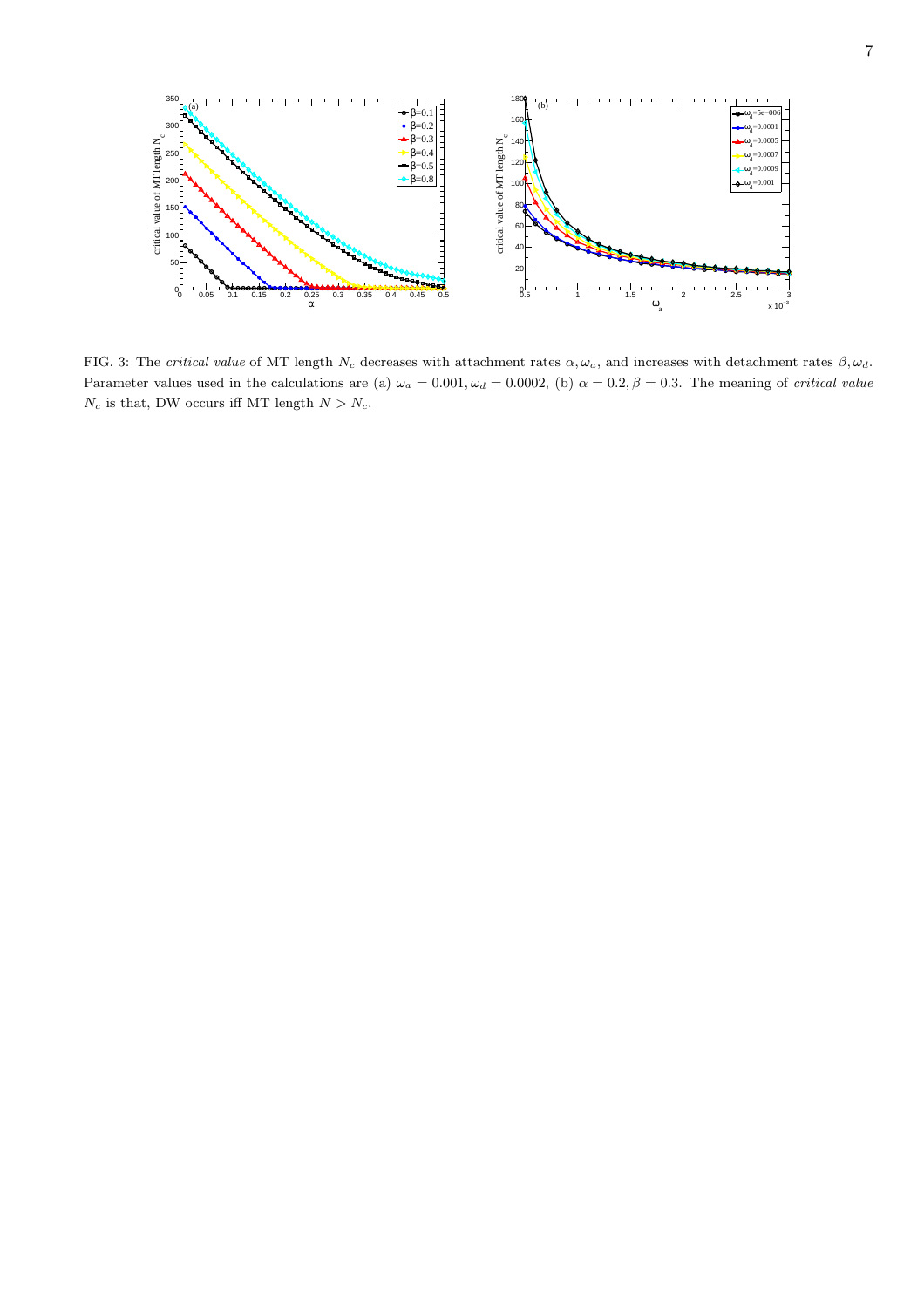FIG. 3: The *critical value* of MT length $N_c$ decreases with attachment rates $\alpha, \omega_a$, and increases with detachment rates $\beta, \omega_d$. Parameter values used in the calculations are (a) $\omega_a = 0.001, \omega_d = 0.0002$, (b) $\alpha = 0.2, \beta = 0.3$. The meaning of *critical value* $N_c$ is that, DW occurs iff MT length $N > N_c$.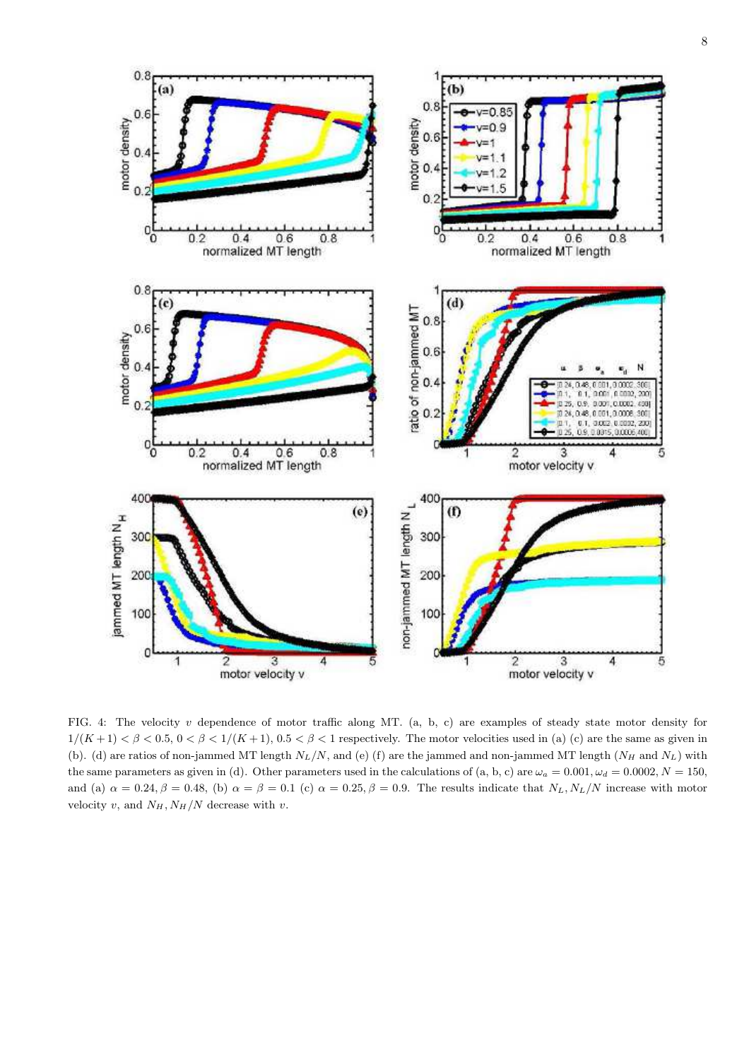(a)

motor density

normalized MT length

(b)

motor density

normalized MT length

v=0.85
v=0.9
v=1
v=1.1
v=1.2
v=1.5

(c)

motor density

normalized MT length

(d)

ratio of non-jammed MT

motor velocity v

α β ω_a ω_d N
[0.24, 0.48, 0.001, 0.0002, 300]
[0.1, 0.1, 0.001, 0.0002, 200]
[0.25, 0.9, 0.001, 0.0002, 400]
[0.24, 0.48, 0.001, 0.0006, 300]
[0.1, 0.1, 0.002, 0.0002, 200]
[0.25, 0.9, 0.0015, 0.0006, 400]

(e)

jammed MT length $N_H$

motor velocity v

(f)

non-jammed MT length $N_L$

motor velocity v

FIG. 4: The velocity $v$ dependence of motor traffic along MT. (a, b, c) are examples of steady state motor density for $1/(K+1) < \beta < 0.5$, $0 < \beta < 1/(K+1)$, $0.5 < \beta < 1$ respectively. The motor velocities used in (a) (c) are the same as given in (b). (d) are ratios of non-jammed MT length $N_L/N$, and (e) (f) are the jammed and non-jammed MT length ($N_H$ and $N_L$) with the same parameters as given in (d). Other parameters used in the calculations of (a, b, c) are $\omega_a = 0.001, \omega_d = 0.0002, N = 150$, and (a) $\alpha = 0.24, \beta = 0.48$, (b) $\alpha = \beta = 0.1$ (c) $\alpha = 0.25, \beta = 0.9$. The results indicate that $N_L, N_L/N$ increase with motor velocity $v$, and $N_H, N_H/N$ decrease with $v$.